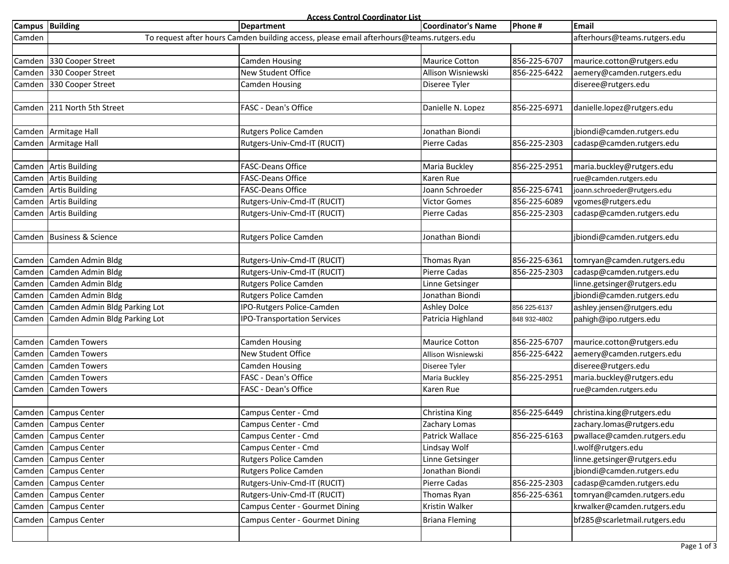**Access Control Coordinator List**

| Campus | Building | Department | Coordinator's Name | Phone # | Email |
|---|---|---|---|---|---|
| Camden | To request after hours Camden building access, please email afterhours@teams.rutgers.edu | | | | afterhours@teams.rutgers.edu |
| | | | | | |
| Camden | 330 Cooper Street | Camden Housing | Maurice Cotton | 856-225-6707 | maurice.cotton@rutgers.edu |
| Camden | 330 Cooper Street | New Student Office | Allison Wisniewski | 856-225-6422 | aemery@camden.rutgers.edu |
| Camden | 330 Cooper Street | Camden Housing | Diseree Tyler | | diseree@rutgers.edu |
| | | | | | |
| Camden | 211 North 5th Street | FASC - Dean's Office | Danielle N. Lopez | 856-225-6971 | danielle.lopez@rutgers.edu |
| | | | | | |
| Camden | Armitage Hall | Rutgers Police Camden | Jonathan Biondi | | jbiondi@camden.rutgers.edu |
| Camden | Armitage Hall | Rutgers-Univ-Cmd-IT (RUCIT) | Pierre Cadas | 856-225-2303 | cadasp@camden.rutgers.edu |
| | | | | | |
| Camden | Artis Building | FASC-Deans Office | Maria Buckley | 856-225-2951 | maria.buckley@rutgers.edu |
| Camden | Artis Building | FASC-Deans Office | Karen Rue | | rue@camden.rutgers.edu |
| Camden | Artis Building | FASC-Deans Office | Joann Schroeder | 856-225-6741 | joann.schroeder@rutgers.edu |
| Camden | Artis Building | Rutgers-Univ-Cmd-IT (RUCIT) | Victor Gomes | 856-225-6089 | vgomes@rutgers.edu |
| Camden | Artis Building | Rutgers-Univ-Cmd-IT (RUCIT) | Pierre Cadas | 856-225-2303 | cadasp@camden.rutgers.edu |
| | | | | | |
| Camden | Business & Science | Rutgers Police Camden | Jonathan Biondi | | jbiondi@camden.rutgers.edu |
| | | | | | |
| Camden | Camden Admin Bldg | Rutgers-Univ-Cmd-IT (RUCIT) | Thomas Ryan | 856-225-6361 | tomryan@camden.rutgers.edu |
| Camden | Camden Admin Bldg | Rutgers-Univ-Cmd-IT (RUCIT) | Pierre Cadas | 856-225-2303 | cadasp@camden.rutgers.edu |
| Camden | Camden Admin Bldg | Rutgers Police Camden | Linne Getsinger | | linne.getsinger@rutgers.edu |
| Camden | Camden Admin Bldg | Rutgers Police Camden | Jonathan Biondi | | jbiondi@camden.rutgers.edu |
| Camden | Camden Admin Bldg Parking Lot | IPO-Rutgers Police-Camden | Ashley Dolce | 856 225-6137 | ashley.jensen@rutgers.edu |
| Camden | Camden Admin Bldg Parking Lot | IPO-Transportation Services | Patricia Highland | 848 932-4802 | pahigh@ipo.rutgers.edu |
| | | | | | |
| Camden | Camden Towers | Camden Housing | Maurice Cotton | 856-225-6707 | maurice.cotton@rutgers.edu |
| Camden | Camden Towers | New Student Office | Allison Wisniewski | 856-225-6422 | aemery@camden.rutgers.edu |
| Camden | Camden Towers | Camden Housing | Diseree Tyler | | diseree@rutgers.edu |
| Camden | Camden Towers | FASC - Dean's Office | Maria Buckley | 856-225-2951 | maria.buckley@rutgers.edu |
| Camden | Camden Towers | FASC - Dean's Office | Karen Rue | | rue@camden.rutgers.edu |
| | | | | | |
| Camden | Campus Center | Campus Center - Cmd | Christina King | 856-225-6449 | christina.king@rutgers.edu |
| Camden | Campus Center | Campus Center - Cmd | Zachary Lomas | | zachary.lomas@rutgers.edu |
| Camden | Campus Center | Campus Center - Cmd | Patrick Wallace | 856-225-6163 | pwallace@camden.rutgers.edu |
| Camden | Campus Center | Campus Center - Cmd | Lindsay Wolf | | l.wolf@rutgers.edu |
| Camden | Campus Center | Rutgers Police Camden | Linne Getsinger | | linne.getsinger@rutgers.edu |
| Camden | Campus Center | Rutgers Police Camden | Jonathan Biondi | | jbiondi@camden.rutgers.edu |
| Camden | Campus Center | Rutgers-Univ-Cmd-IT (RUCIT) | Pierre Cadas | 856-225-2303 | cadasp@camden.rutgers.edu |
| Camden | Campus Center | Rutgers-Univ-Cmd-IT (RUCIT) | Thomas Ryan | 856-225-6361 | tomryan@camden.rutgers.edu |
| Camden | Campus Center | Campus Center - Gourmet Dining | Kristin Walker | | krwalker@camden.rutgers.edu |
| Camden | Campus Center | Campus Center - Gourmet Dining | Briana Fleming | | bf285@scarletmail.rutgers.edu |
| | | | | | |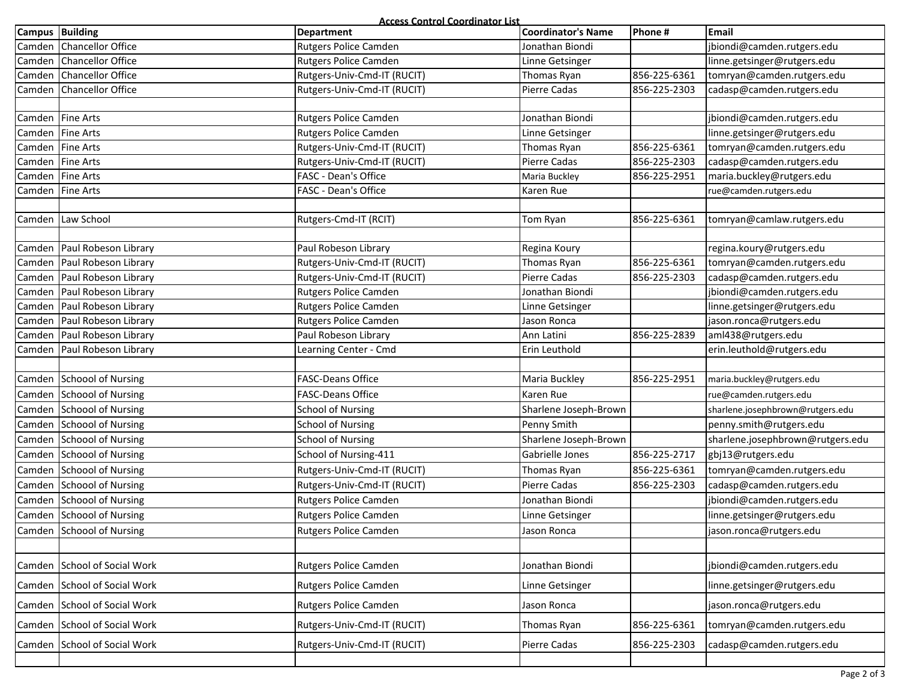**Access Control Coordinator List**

| Campus | Building | Department | Coordinator's Name | Phone # | Email |
|---|---|---|---|---|---|
| Camden | Chancellor Office | Rutgers Police Camden | Jonathan Biondi | | jbiondi@camden.rutgers.edu |
| Camden | Chancellor Office | Rutgers Police Camden | Linne Getsinger | | linne.getsinger@rutgers.edu |
| Camden | Chancellor Office | Rutgers-Univ-Cmd-IT (RUCIT) | Thomas Ryan | 856-225-6361 | tomryan@camden.rutgers.edu |
| Camden | Chancellor Office | Rutgers-Univ-Cmd-IT (RUCIT) | Pierre Cadas | 856-225-2303 | cadasp@camden.rutgers.edu |
| | | | | | |
| Camden | Fine Arts | Rutgers Police Camden | Jonathan Biondi | | jbiondi@camden.rutgers.edu |
| Camden | Fine Arts | Rutgers Police Camden | Linne Getsinger | | linne.getsinger@rutgers.edu |
| Camden | Fine Arts | Rutgers-Univ-Cmd-IT (RUCIT) | Thomas Ryan | 856-225-6361 | tomryan@camden.rutgers.edu |
| Camden | Fine Arts | Rutgers-Univ-Cmd-IT (RUCIT) | Pierre Cadas | 856-225-2303 | cadasp@camden.rutgers.edu |
| Camden | Fine Arts | FASC - Dean's Office | Maria Buckley | 856-225-2951 | maria.buckley@rutgers.edu |
| Camden | Fine Arts | FASC - Dean's Office | Karen Rue | | rue@camden.rutgers.edu |
| | | | | | |
| Camden | Law School | Rutgers-Cmd-IT (RCIT) | Tom Ryan | 856-225-6361 | tomryan@camlaw.rutgers.edu |
| | | | | | |
| Camden | Paul Robeson Library | Paul Robeson Library | Regina Koury | | regina.koury@rutgers.edu |
| Camden | Paul Robeson Library | Rutgers-Univ-Cmd-IT (RUCIT) | Thomas Ryan | 856-225-6361 | tomryan@camden.rutgers.edu |
| Camden | Paul Robeson Library | Rutgers-Univ-Cmd-IT (RUCIT) | Pierre Cadas | 856-225-2303 | cadasp@camden.rutgers.edu |
| Camden | Paul Robeson Library | Rutgers Police Camden | Jonathan Biondi | | jbiondi@camden.rutgers.edu |
| Camden | Paul Robeson Library | Rutgers Police Camden | Linne Getsinger | | linne.getsinger@rutgers.edu |
| Camden | Paul Robeson Library | Rutgers Police Camden | Jason Ronca | | jason.ronca@rutgers.edu |
| Camden | Paul Robeson Library | Paul Robeson Library | Ann Latini | 856-225-2839 | aml438@rutgers.edu |
| Camden | Paul Robeson Library | Learning Center - Cmd | Erin Leuthold | | erin.leuthold@rutgers.edu |
| | | | | | |
| Camden | Schoool of Nursing | FASC-Deans Office | Maria Buckley | 856-225-2951 | maria.buckley@rutgers.edu |
| Camden | Schoool of Nursing | FASC-Deans Office | Karen Rue | | rue@camden.rutgers.edu |
| Camden | Schoool of Nursing | School of Nursing | Sharlene Joseph-Brown | | sharlene.josephbrown@rutgers.edu |
| Camden | Schoool of Nursing | School of Nursing | Penny Smith | | penny.smith@rutgers.edu |
| Camden | Schoool of Nursing | School of Nursing | Sharlene Joseph-Brown | | sharlene.josephbrown@rutgers.edu |
| Camden | Schoool of Nursing | School of Nursing-411 | Gabrielle Jones | 856-225-2717 | gbj13@rutgers.edu |
| Camden | Schoool of Nursing | Rutgers-Univ-Cmd-IT (RUCIT) | Thomas Ryan | 856-225-6361 | tomryan@camden.rutgers.edu |
| Camden | Schoool of Nursing | Rutgers-Univ-Cmd-IT (RUCIT) | Pierre Cadas | 856-225-2303 | cadasp@camden.rutgers.edu |
| Camden | Schoool of Nursing | Rutgers Police Camden | Jonathan Biondi | | jbiondi@camden.rutgers.edu |
| Camden | Schoool of Nursing | Rutgers Police Camden | Linne Getsinger | | linne.getsinger@rutgers.edu |
| Camden | Schoool of Nursing | Rutgers Police Camden | Jason Ronca | | jason.ronca@rutgers.edu |
| | | | | | |
| Camden | School of Social Work | Rutgers Police Camden | Jonathan Biondi | | jbiondi@camden.rutgers.edu |
| Camden | School of Social Work | Rutgers Police Camden | Linne Getsinger | | linne.getsinger@rutgers.edu |
| Camden | School of Social Work | Rutgers Police Camden | Jason Ronca | | jason.ronca@rutgers.edu |
| Camden | School of Social Work | Rutgers-Univ-Cmd-IT (RUCIT) | Thomas Ryan | 856-225-6361 | tomryan@camden.rutgers.edu |
| Camden | School of Social Work | Rutgers-Univ-Cmd-IT (RUCIT) | Pierre Cadas | 856-225-2303 | cadasp@camden.rutgers.edu |
| | | | | | |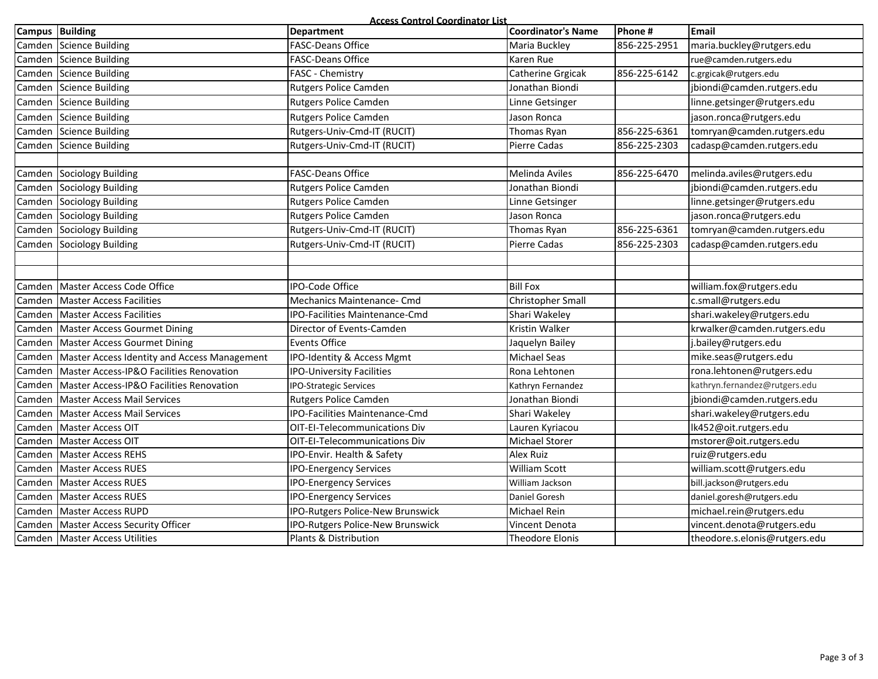**Access Control Coordinator List**

| Campus | Building | Department | Coordinator's Name | Phone # | Email |
|---|---|---|---|---|---|
| Camden | Science Building | FASC-Deans Office | Maria Buckley | 856-225-2951 | maria.buckley@rutgers.edu |
| Camden | Science Building | FASC-Deans Office | Karen Rue | | rue@camden.rutgers.edu |
| Camden | Science Building | FASC - Chemistry | Catherine Grgicak | 856-225-6142 | c.grgicak@rutgers.edu |
| Camden | Science Building | Rutgers Police Camden | Jonathan Biondi | | jbiondi@camden.rutgers.edu |
| Camden | Science Building | Rutgers Police Camden | Linne Getsinger | | linne.getsinger@rutgers.edu |
| Camden | Science Building | Rutgers Police Camden | Jason Ronca | | jason.ronca@rutgers.edu |
| Camden | Science Building | Rutgers-Univ-Cmd-IT (RUCIT) | Thomas Ryan | 856-225-6361 | tomryan@camden.rutgers.edu |
| Camden | Science Building | Rutgers-Univ-Cmd-IT (RUCIT) | Pierre Cadas | 856-225-2303 | cadasp@camden.rutgers.edu |
| | | | | | |
| Camden | Sociology Building | FASC-Deans Office | Melinda Aviles | 856-225-6470 | melinda.aviles@rutgers.edu |
| Camden | Sociology Building | Rutgers Police Camden | Jonathan Biondi | | jbiondi@camden.rutgers.edu |
| Camden | Sociology Building | Rutgers Police Camden | Linne Getsinger | | linne.getsinger@rutgers.edu |
| Camden | Sociology Building | Rutgers Police Camden | Jason Ronca | | jason.ronca@rutgers.edu |
| Camden | Sociology Building | Rutgers-Univ-Cmd-IT (RUCIT) | Thomas Ryan | 856-225-6361 | tomryan@camden.rutgers.edu |
| Camden | Sociology Building | Rutgers-Univ-Cmd-IT (RUCIT) | Pierre Cadas | 856-225-2303 | cadasp@camden.rutgers.edu |
| | | | | | |
| | | | | | |
| Camden | Master Access Code Office | IPO-Code Office | Bill Fox | | william.fox@rutgers.edu |
| Camden | Master Access Facilities | Mechanics Maintenance- Cmd | Christopher Small | | c.small@rutgers.edu |
| Camden | Master Access Facilities | IPO-Facilities Maintenance-Cmd | Shari Wakeley | | shari.wakeley@rutgers.edu |
| Camden | Master Access Gourmet Dining | Director of Events-Camden | Kristin Walker | | krwalker@camden.rutgers.edu |
| Camden | Master Access Gourmet Dining | Events Office | Jaquelyn Bailey | | j.bailey@rutgers.edu |
| Camden | Master Access Identity and Access Management | IPO-Identity & Access Mgmt | Michael Seas | | mike.seas@rutgers.edu |
| Camden | Master Access-IP&O Facilities Renovation | IPO-University Facilities | Rona Lehtonen | | rona.lehtonen@rutgers.edu |
| Camden | Master Access-IP&O Facilities Renovation | IPO-Strategic Services | Kathryn Fernandez | | kathryn.fernandez@rutgers.edu |
| Camden | Master Access Mail Services | Rutgers Police Camden | Jonathan Biondi | | jbiondi@camden.rutgers.edu |
| Camden | Master Access Mail Services | IPO-Facilities Maintenance-Cmd | Shari Wakeley | | shari.wakeley@rutgers.edu |
| Camden | Master Access OIT | OIT-EI-Telecommunications Div | Lauren Kyriacou | | lk452@oit.rutgers.edu |
| Camden | Master Access OIT | OIT-EI-Telecommunications Div | Michael Storer | | mstorer@oit.rutgers.edu |
| Camden | Master Access REHS | IPO-Envir. Health & Safety | Alex Ruiz | | ruiz@rutgers.edu |
| Camden | Master Access RUES | IPO-Energency Services | William Scott | | william.scott@rutgers.edu |
| Camden | Master Access RUES | IPO-Energency Services | William Jackson | | bill.jackson@rutgers.edu |
| Camden | Master Access RUES | IPO-Energency Services | Daniel Goresh | | daniel.goresh@rutgers.edu |
| Camden | Master Access RUPD | IPO-Rutgers Police-New Brunswick | Michael Rein | | michael.rein@rutgers.edu |
| Camden | Master Access Security Officer | IPO-Rutgers Police-New Brunswick | Vincent Denota | | vincent.denota@rutgers.edu |
| Camden | Master Access Utilities | Plants & Distribution | Theodore Elonis | | theodore.s.elonis@rutgers.edu |